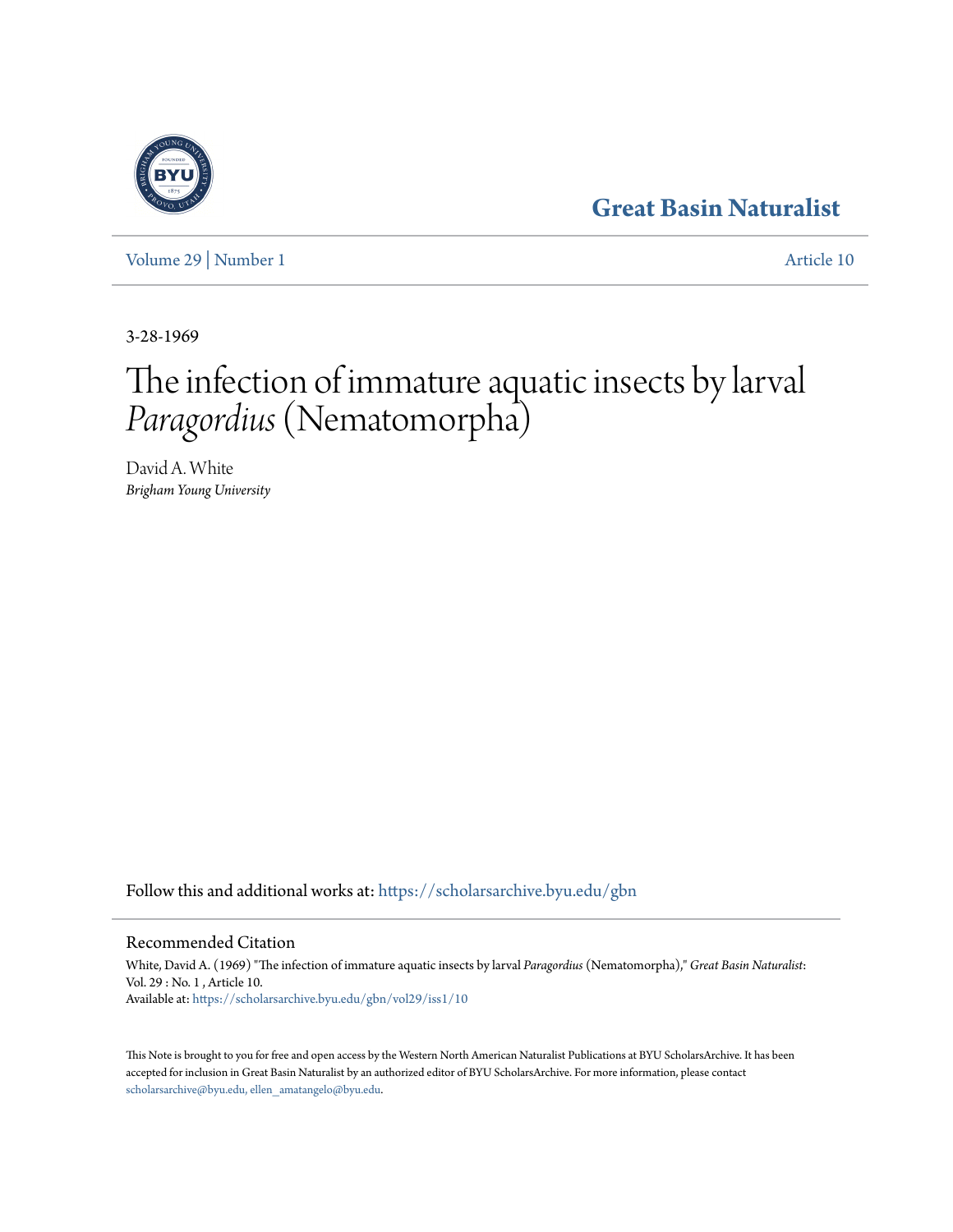Great Basin Naturalist

Volume 29 | Number 1 Article 10

3-28-1969

# The infection of immature aquatic insects by larval *Paragordius* (Nematomorpha)

David A. White
*Brigham Young University*

Follow this and additional works at: https://scholarsarchive.byu.edu/gbn

## Recommended Citation

White, David A. (1969) "The infection of immature aquatic insects by larval *Paragordius* (Nematomorpha)," *Great Basin Naturalist*: Vol. 29 : No. 1 , Article 10.
Available at: https://scholarsarchive.byu.edu/gbn/vol29/iss1/10

This Note is brought to you for free and open access by the Western North American Naturalist Publications at BYU ScholarsArchive. It has been accepted for inclusion in Great Basin Naturalist by an authorized editor of BYU ScholarsArchive. For more information, please contact scholarsarchive@byu.edu, ellen_amatangelo@byu.edu.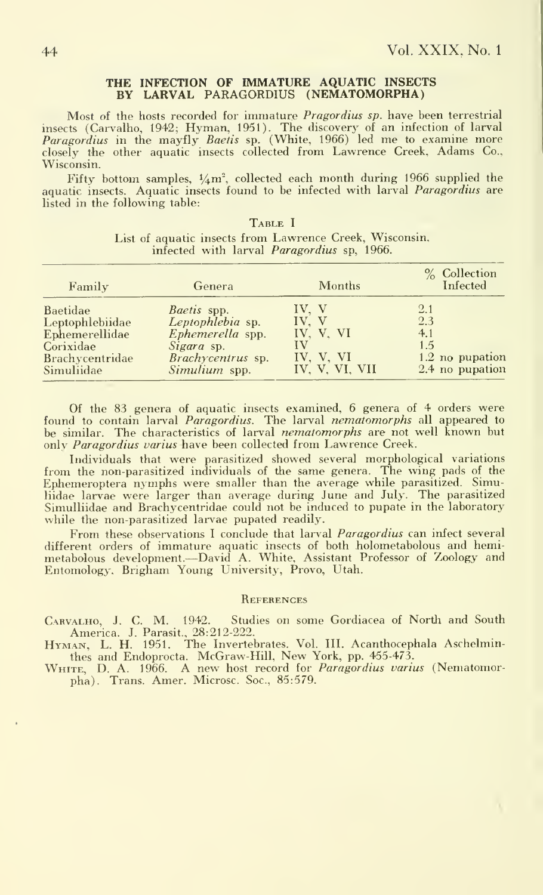## THE INFECTION OF IMMATURE AQUATIC INSECTS BY LARVAL PARAGORDIUS (NEMATOMORPHA)

Most of the hosts recorded for immature *Pragordius sp.* have been terrestrial insects (Carvalho, 1942; Hyman, 1951). The discovery of an infection of larval *Paragordius* in the mayfly *Baetis* sp. (White, 1966) led me to examine more closely the other aquatic insects collected from Lawrence Creek, Adams Co., Wisconsin.

Fifty bottom samples, ¼m², collected each month during 1966 supplied the aquatic insects. Aquatic insects found to be infected with larval *Paragordius* are listed in the following table:

TABLE I

List of aquatic insects from Lawrence Creek, Wisconsin, infected with larval *Paragordius* sp, 1966.

| Family | Genera | Months | % Collection Infected |
|---|---|---|---|
| Baetidae | *Baetis* spp. | IV, V | 2.1 |
| Leptophlebiidae | *Leptophlebia* sp. | IV, V | 2.3 |
| Ephemerellidae | *Ephemerella* spp. | IV, V, VI | 4.1 |
| Corixidae | *Sigara* sp. | IV | 1.5 |
| Brachycentridae | *Brachycentrus* sp. | IV, V, VI | 1.2 no pupation |
| Simuliidae | *Simulium* spp. | IV, V, VI, VII | 2.4 no pupation |

Of the 83 genera of aquatic insects examined, 6 genera of 4 orders were found to contain larval *Paragordius*. The larval *nematomorphs* all appeared to be similar. The characteristics of larval *nematomorphs* are not well known but only *Paragordius varius* have been collected from Lawrence Creek.

Individuals that were parasitized showed several morphological variations from the non-parasitized individuals of the same genera. The wing pads of the Ephemeroptera nymphs were smaller than the average while parasitized. Simuliidae larvae were larger than average during June and July. The parasitized Simulliidae and Brachycentridae could not be induced to pupate in the laboratory while the non-parasitized larvae pupated readily.

From these observations I conclude that larval *Paragordius* can infect several different orders of immature aquatic insects of both holometabolous and hemimetabolous development.—David A. White, Assistant Professor of Zoology and Entomology, Brigham Young University, Provo, Utah.

### REFERENCES

CARVALHO, J. C. M. 1942. Studies on some Gordiacea of North and South America. J. Parasit., 28:212-222.

HYMAN, L. H. 1951. The Invertebrates. Vol. III. Acanthocephala Aschelminthes and Endoprocta. McGraw-Hill, New York, pp. 455-473.

WHITE, D. A. 1966. A new host record for *Paragordius varius* (Nematomorpha). Trans. Amer. Microsc. Soc., 85:579.